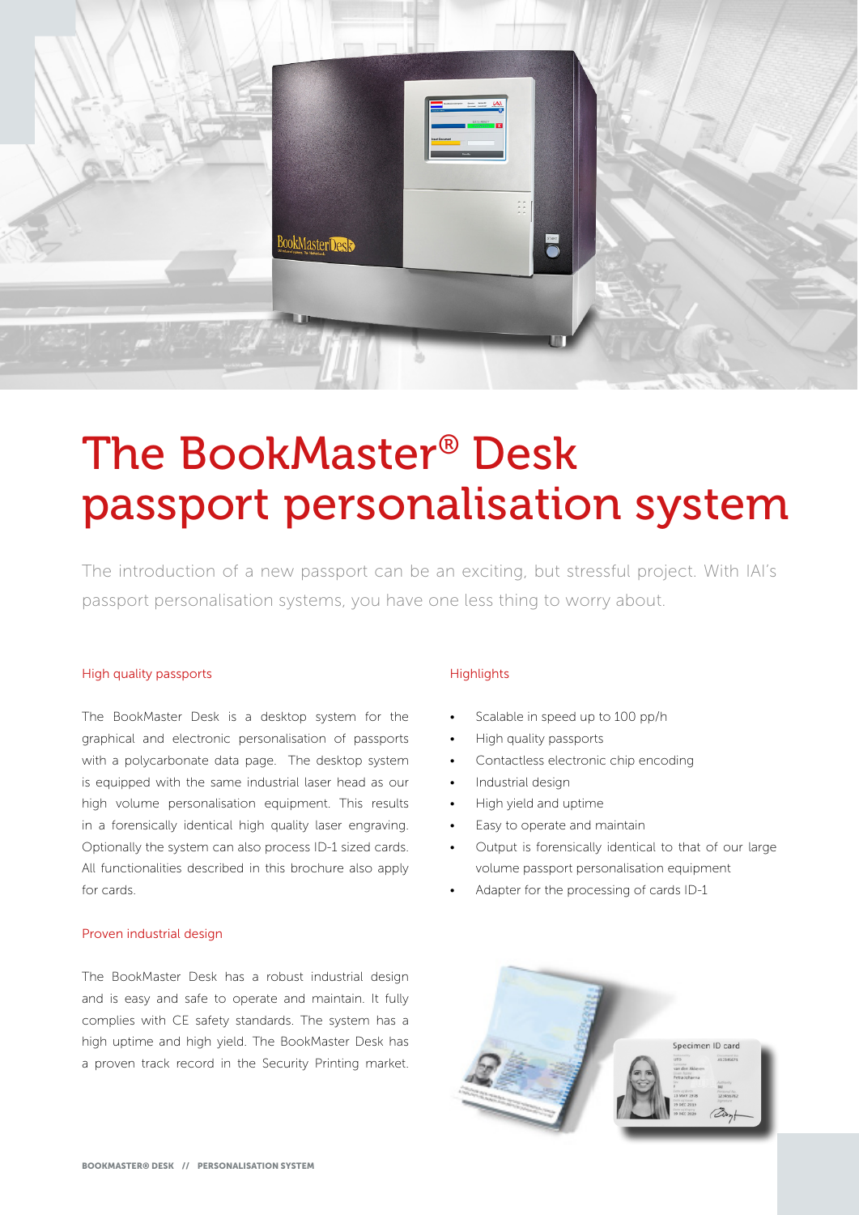# The BookMaster® Desk passport personalisation system

The introduction of a new passport can be an exciting, but stressful project. With IAI's passport personalisation systems, you have one less thing to worry about.

## High quality passports

The BookMaster Desk is a desktop system for the graphical and electronic personalisation of passports with a polycarbonate data page. The desktop system is equipped with the same industrial laser head as our high volume personalisation equipment. This results in a forensically identical high quality laser engraving. Optionally the system can also process ID-1 sized cards. All functionalities described in this brochure also apply for cards.

## Proven industrial design

The BookMaster Desk has a robust industrial design and is easy and safe to operate and maintain. It fully complies with CE safety standards. The system has a high uptime and high yield. The BookMaster Desk has a proven track record in the Security Printing market.

## Highlights

- Scalable in speed up to 100 pp/h
- High quality passports
- Contactless electronic chip encoding
- Industrial design
- High yield and uptime
- Easy to operate and maintain
- Output is forensically identical to that of our large volume passport personalisation equipment
- Adapter for the processing of cards ID-1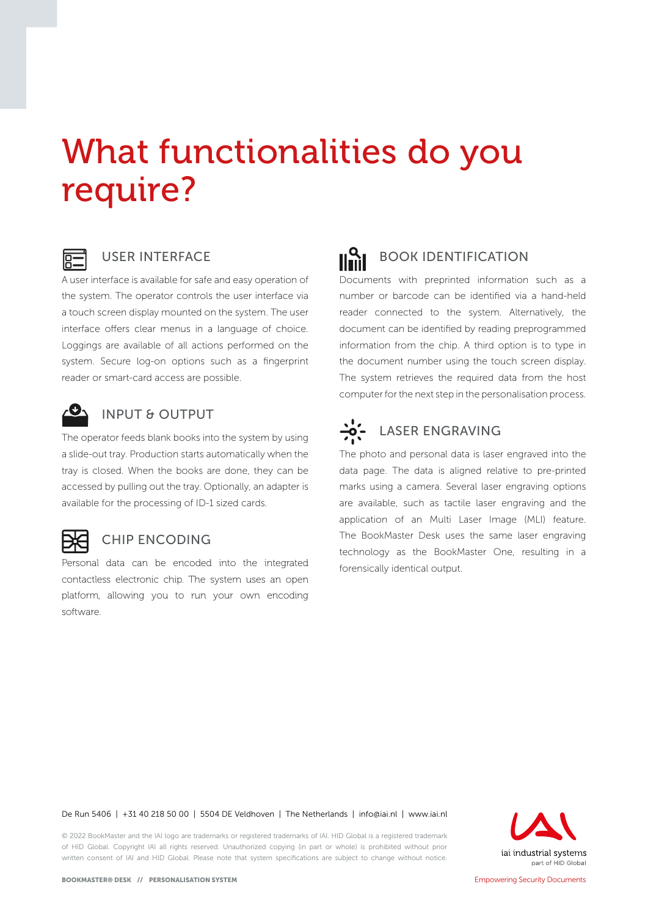# What functionalities do you require?

## USER INTERFACE

A user interface is available for safe and easy operation of the system. The operator controls the user interface via a touch screen display mounted on the system. The user interface offers clear menus in a language of choice. Loggings are available of all actions performed on the system. Secure log-on options such as a fingerprint reader or smart-card access are possible.

## INPUT & OUTPUT

The operator feeds blank books into the system by using a slide-out tray. Production starts automatically when the tray is closed. When the books are done, they can be accessed by pulling out the tray. Optionally, an adapter is available for the processing of ID-1 sized cards.

## CHIP ENCODING

Personal data can be encoded into the integrated contactless electronic chip. The system uses an open platform, allowing you to run your own encoding software.

## BOOK IDENTIFICATION

Documents with preprinted information such as a number or barcode can be identified via a hand-held reader connected to the system. Alternatively, the document can be identified by reading preprogrammed information from the chip. A third option is to type in the document number using the touch screen display. The system retrieves the required data from the host computer for the next step in the personalisation process.

## LASER ENGRAVING

The photo and personal data is laser engraved into the data page. The data is aligned relative to pre-printed marks using a camera. Several laser engraving options are available, such as tactile laser engraving and the application of an Multi Laser Image (MLI) feature. The BookMaster Desk uses the same laser engraving technology as the BookMaster One, resulting in a forensically identical output.

De Run 5406 | +31 40 218 50 00 | 5504 DE Veldhoven | The Netherlands | info@iai.nl | www.iai.nl

© 2022 BookMaster and the IAI logo are trademarks or registered trademarks of IAI. HID Global is a registered trademark of HID Global. Copyright IAI all rights reserved. Unauthorized copying (in part or whole) is prohibited without prior written consent of IAI and HID Global. Please note that system specifications are subject to change without notice.

iai industrial systems
part of HID Global

Empowering Security Documents